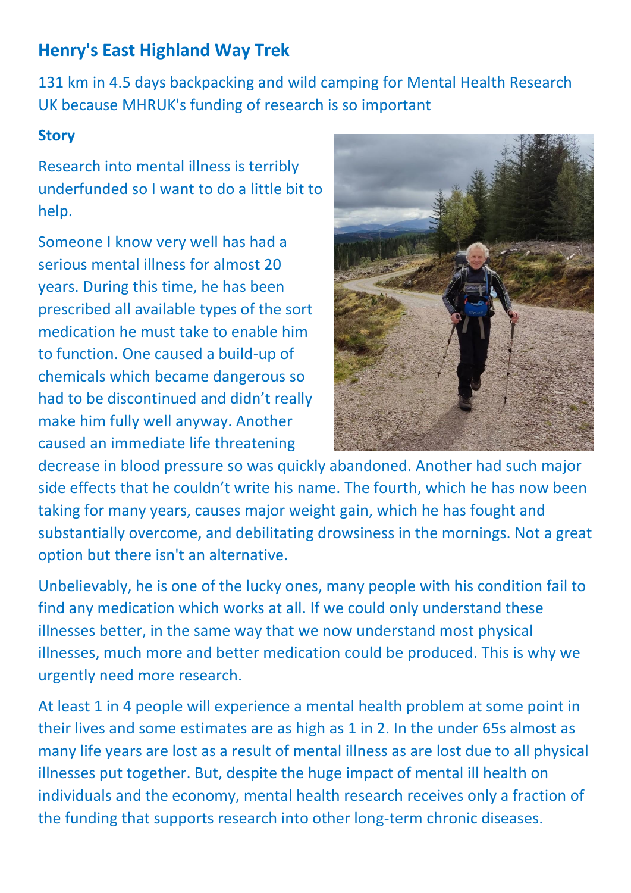## Henry's East Highland Way Trek

131 km in 4.5 days backpacking and wild camping for Mental Health Research UK because MHRUK's funding of research is so important

### Story

Research into mental illness is terribly underfunded so I want to do a little bit to help.

Someone I know very well has had a serious mental illness for almost 20 years. During this time, he has been prescribed all available types of the sort medication he must take to enable him to function. One caused a build-up of chemicals which became dangerous so had to be discontinued and didn't really make him fully well anyway. Another caused an immediate life threatening decrease in blood pressure so was quickly abandoned. Another had such major side effects that he couldn't write his name. The fourth, which he has now been taking for many years, causes major weight gain, which he has fought and substantially overcome, and debilitating drowsiness in the mornings. Not a great option but there isn't an alternative.

Unbelievably, he is one of the lucky ones, many people with his condition fail to find any medication which works at all. If we could only understand these illnesses better, in the same way that we now understand most physical illnesses, much more and better medication could be produced. This is why we urgently need more research.

At least 1 in 4 people will experience a mental health problem at some point in their lives and some estimates are as high as 1 in 2. In the under 65s almost as many life years are lost as a result of mental illness as are lost due to all physical illnesses put together. But, despite the huge impact of mental ill health on individuals and the economy, mental health research receives only a fraction of the funding that supports research into other long-term chronic diseases.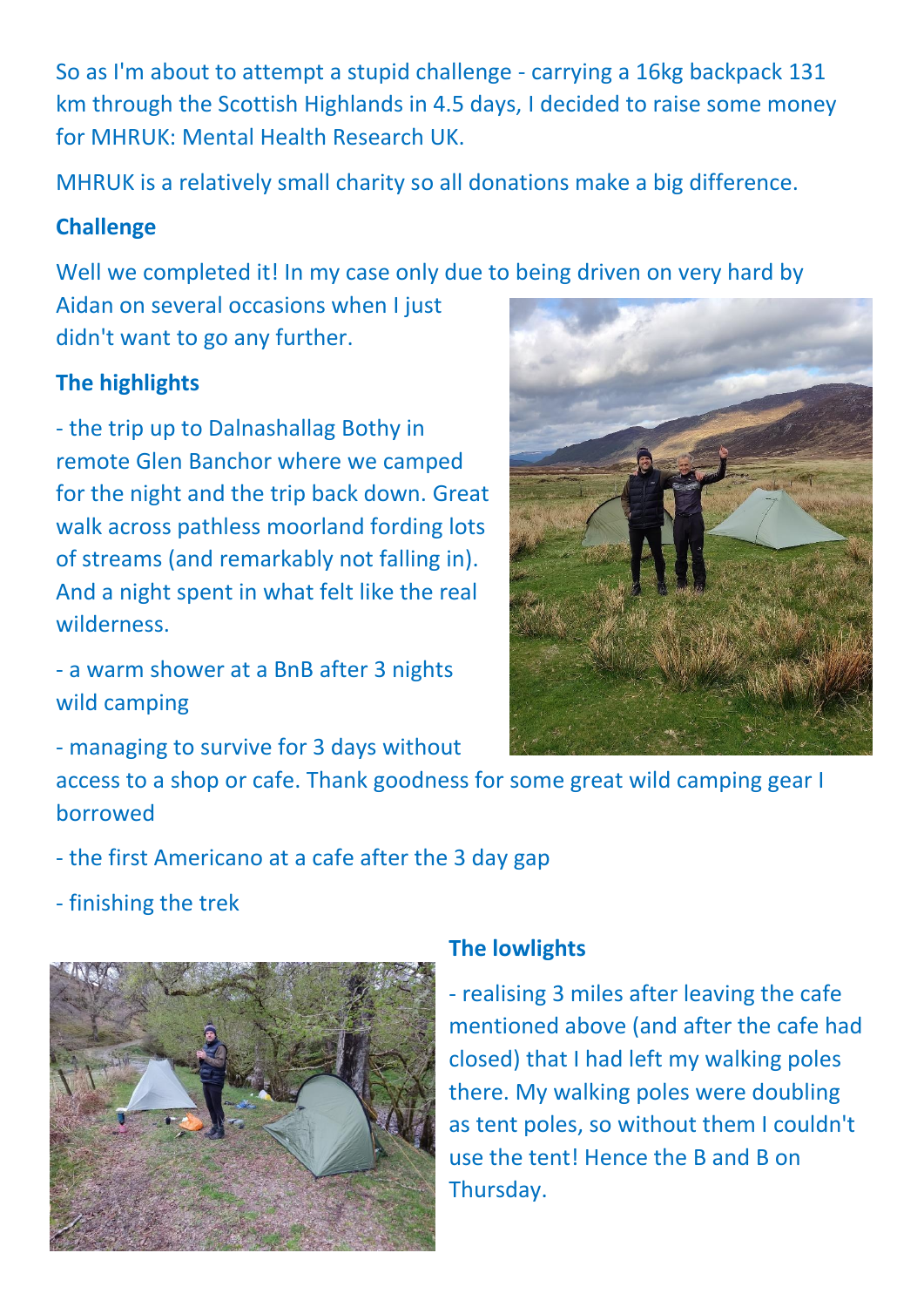So as I'm about to attempt a stupid challenge - carrying a 16kg backpack 131 km through the Scottish Highlands in 4.5 days, I decided to raise some money for MHRUK: Mental Health Research UK.

MHRUK is a relatively small charity so all donations make a big difference.

**Challenge**

Well we completed it! In my case only due to being driven on very hard by Aidan on several occasions when I just didn't want to go any further.

**The highlights**

- the trip up to Dalnashallag Bothy in remote Glen Banchor where we camped for the night and the trip back down. Great walk across pathless moorland fording lots of streams (and remarkably not falling in). And a night spent in what felt like the real wilderness.

- a warm shower at a BnB after 3 nights wild camping

- managing to survive for 3 days without access to a shop or cafe. Thank goodness for some great wild camping gear I borrowed

- the first Americano at a cafe after the 3 day gap

- finishing the trek

**The lowlights**

- realising 3 miles after leaving the cafe mentioned above (and after the cafe had closed) that I had left my walking poles there. My walking poles were doubling as tent poles, so without them I couldn't use the tent! Hence the B and B on Thursday.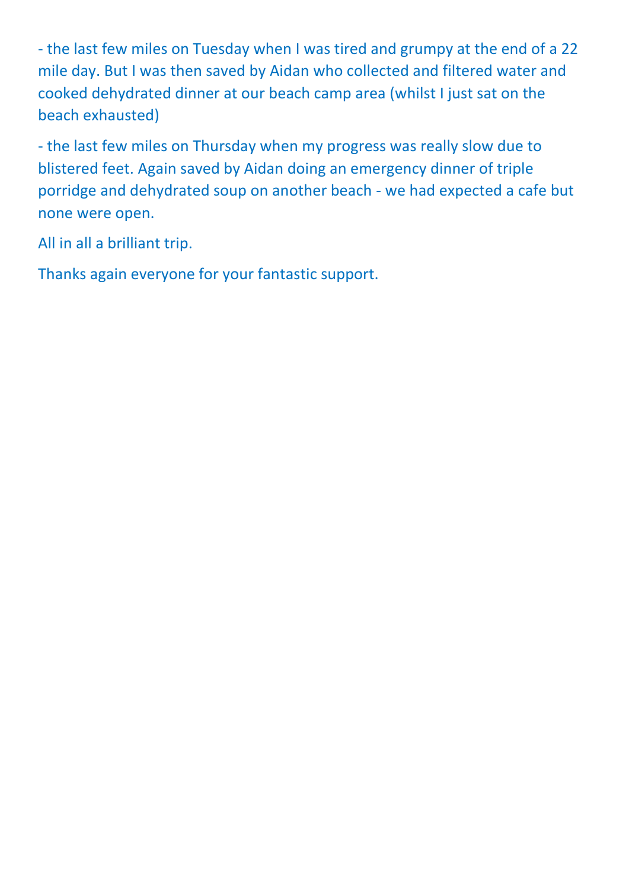- the last few miles on Tuesday when I was tired and grumpy at the end of a 22 mile day. But I was then saved by Aidan who collected and filtered water and cooked dehydrated dinner at our beach camp area (whilst I just sat on the beach exhausted)
- the last few miles on Thursday when my progress was really slow due to blistered feet. Again saved by Aidan doing an emergency dinner of triple porridge and dehydrated soup on another beach - we had expected a cafe but none were open.

All in all a brilliant trip.

Thanks again everyone for your fantastic support.